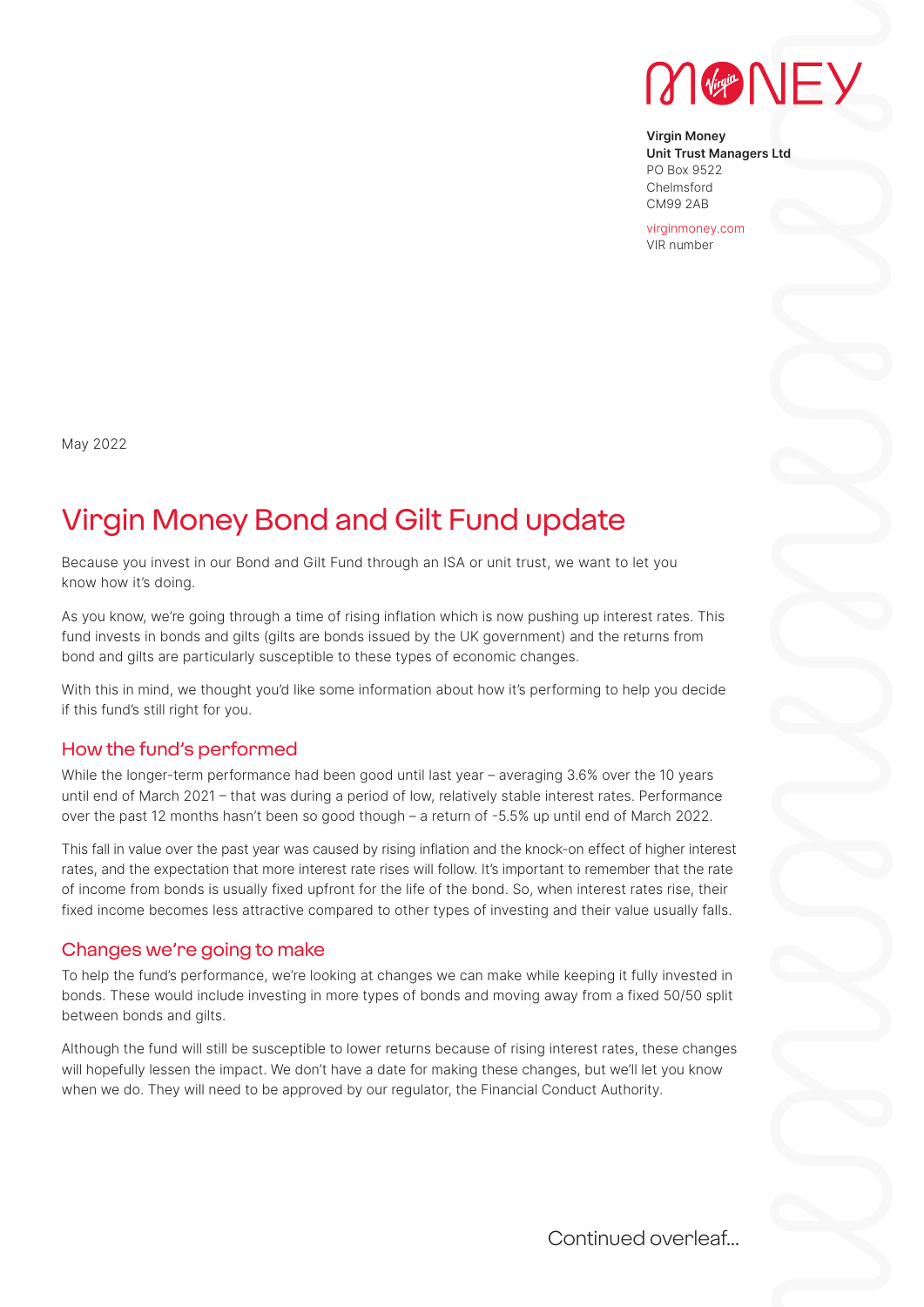MONEY

**Virgin Money**
**Unit Trust Managers Ltd**
PO Box 9522
Chelmsford
CM99 2AB

virginmoney.com
VIR number

May 2022

# Virgin Money Bond and Gilt Fund update

Because you invest in our Bond and Gilt Fund through an ISA or unit trust, we want to let you know how it's doing.

As you know, we're going through a time of rising inflation which is now pushing up interest rates. This fund invests in bonds and gilts (gilts are bonds issued by the UK government) and the returns from bond and gilts are particularly susceptible to these types of economic changes.

With this in mind, we thought you'd like some information about how it's performing to help you decide if this fund's still right for you.

## How the fund's performed

While the longer-term performance had been good until last year – averaging 3.6% over the 10 years until end of March 2021 – that was during a period of low, relatively stable interest rates. Performance over the past 12 months hasn't been so good though – a return of -5.5% up until end of March 2022.

This fall in value over the past year was caused by rising inflation and the knock-on effect of higher interest rates, and the expectation that more interest rate rises will follow. It's important to remember that the rate of income from bonds is usually fixed upfront for the life of the bond. So, when interest rates rise, their fixed income becomes less attractive compared to other types of investing and their value usually falls.

## Changes we're going to make

To help the fund's performance, we're looking at changes we can make while keeping it fully invested in bonds. These would include investing in more types of bonds and moving away from a fixed 50/50 split between bonds and gilts.

Although the fund will still be susceptible to lower returns because of rising interest rates, these changes will hopefully lessen the impact. We don't have a date for making these changes, but we'll let you know when we do. They will need to be approved by our regulator, the Financial Conduct Authority.

Continued overleaf...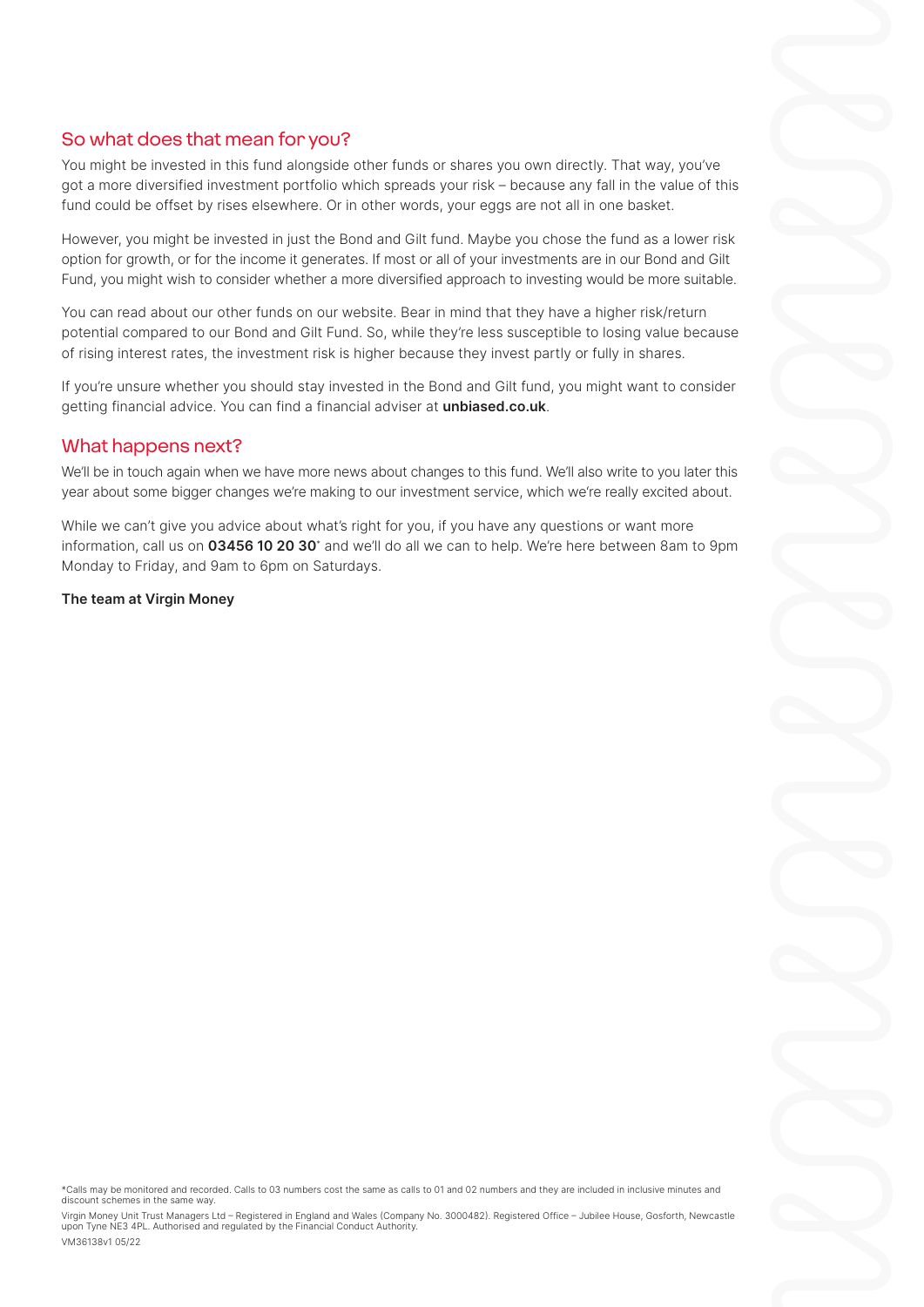## So what does that mean for you?

You might be invested in this fund alongside other funds or shares you own directly. That way, you've got a more diversified investment portfolio which spreads your risk – because any fall in the value of this fund could be offset by rises elsewhere. Or in other words, your eggs are not all in one basket.

However, you might be invested in just the Bond and Gilt fund. Maybe you chose the fund as a lower risk option for growth, or for the income it generates. If most or all of your investments are in our Bond and Gilt Fund, you might wish to consider whether a more diversified approach to investing would be more suitable.

You can read about our other funds on our website. Bear in mind that they have a higher risk/return potential compared to our Bond and Gilt Fund. So, while they're less susceptible to losing value because of rising interest rates, the investment risk is higher because they invest partly or fully in shares.

If you're unsure whether you should stay invested in the Bond and Gilt fund, you might want to consider getting financial advice. You can find a financial adviser at **unbiased.co.uk**.

## What happens next?

We'll be in touch again when we have more news about changes to this fund. We'll also write to you later this year about some bigger changes we're making to our investment service, which we're really excited about.

While we can't give you advice about what's right for you, if you have any questions or want more information, call us on **03456 10 20 30***  and we'll do all we can to help. We're here between 8am to 9pm Monday to Friday, and 9am to 6pm on Saturdays.

**The team at Virgin Money**

*Calls may be monitored and recorded. Calls to 03 numbers cost the same as calls to 01 and 02 numbers and they are included in inclusive minutes and discount schemes in the same way.

Virgin Money Unit Trust Managers Ltd – Registered in England and Wales (Company No. 3000482). Registered Office – Jubilee House, Gosforth, Newcastle upon Tyne NE3 4PL. Authorised and regulated by the Financial Conduct Authority.

VM36138v1 05/22